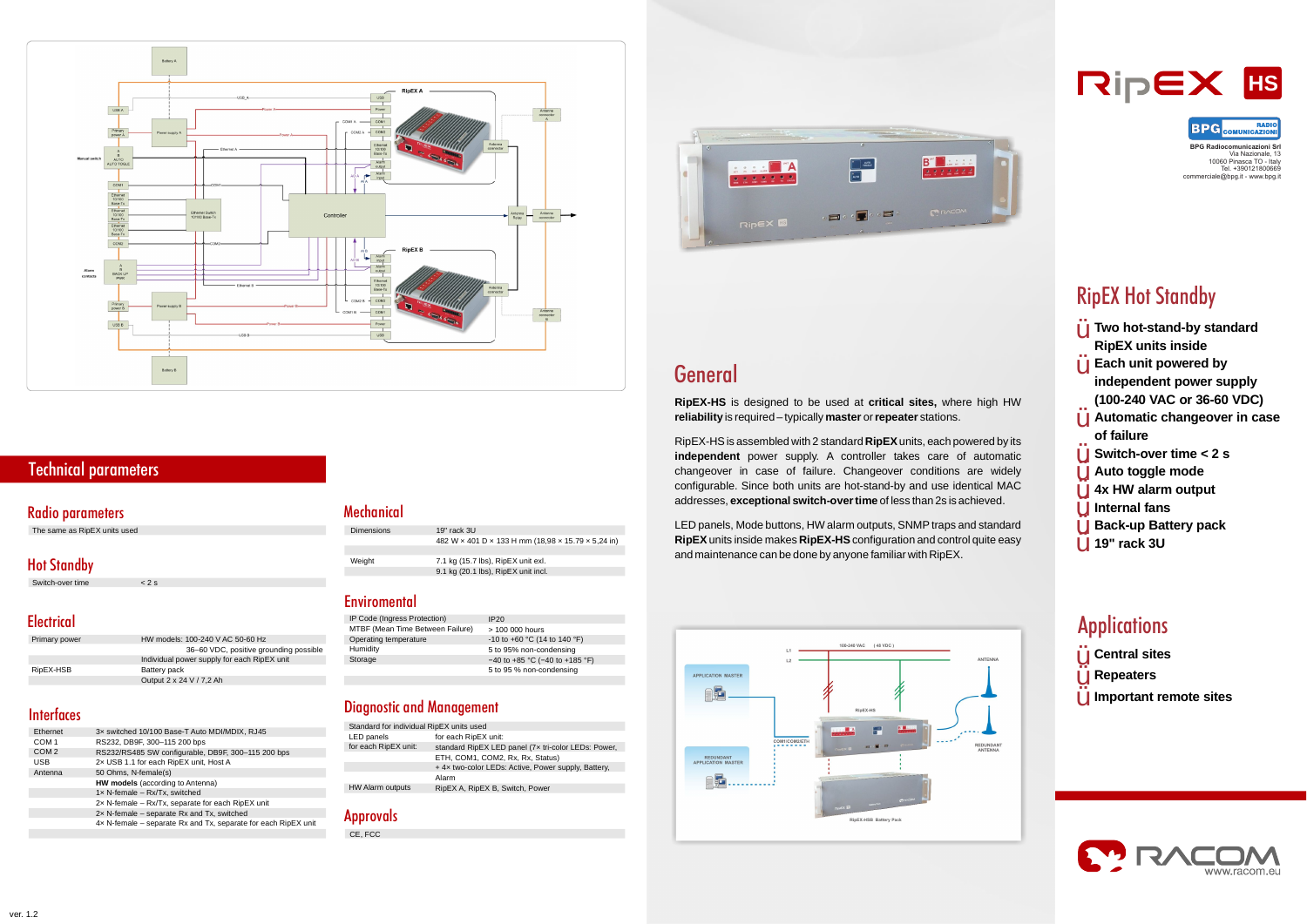# RipEX HS

BPG Radiocomunicazioni Srl
Via Nazionale, 13
10060 Pinasca TO - Italy
Tel. +390121800669
commerciale@bpg.it - www.bpg.it

## RipEX Hot Standby

- Two hot-stand-by standard RipEX units inside
- Each unit powered by independent power supply (100-240 VAC or 36-60 VDC)
- Automatic changeover in case of failure
- Switch-over time < 2 s
- Auto toggle mode
- 4x HW alarm output
- Internal fans
- Back-up Battery pack
- 19" rack 3U

## Applications

- Central sites
- Repeaters
- Important remote sites

## General

**RipEX-HS** is designed to be used at **critical sites,** where high HW **reliability** is required – typically **master** or **repeater** stations.

RipEX-HS is assembled with 2 standard **RipEX** units, each powered by its **independent** power supply. A controller takes care of automatic changeover in case of failure. Changeover conditions are widely configurable. Since both units are hot-stand-by and use identical MAC addresses, **exceptional switch-over time** of less than 2s is achieved.

LED panels, Mode buttons, HW alarm outputs, SNMP traps and standard **RipEX** units inside makes **RipEX-HS** configuration and control quite easy and maintenance can be done by anyone familiar with RipEX.

## Technical parameters

### Radio parameters

| | |
|---|---|
| The same as RipEX units used | |

### Hot Standby

| | |
|---|---|
| Switch-over time | < 2 s |

### Electrical

| | |
|---|---|
| Primary power | HW models: 100-240 V AC 50-60 Hz |
| | 36–60 VDC, positive grounding possible |
| | Individual power supply for each RipEX unit |
| RipEX-HSB | Battery pack |
| | Output 2 x 24 V / 7,2 Ah |

### Interfaces

| | |
|---|---|
| Ethernet | 3× switched 10/100 Base-T Auto MDI/MDIX, RJ45 |
| COM 1 | RS232, DB9F, 300–115 200 bps |
| COM 2 | RS232/RS485 SW configurable, DB9F, 300–115 200 bps |
| USB | 2× USB 1.1 for each RipEX unit, Host A |
| Antenna | 50 Ohms, N-female(s) |
| | **HW models** (according to Antenna) |
| | 1× N-female – Rx/Tx, switched |
| | 2× N-female – Rx/Tx, separate for each RipEX unit |
| | 2× N-female – separate Rx and Tx, switched |
| | 4× N-female – separate Rx and Tx, separate for each RipEX unit |

### Mechanical

| | |
|---|---|
| Dimensions | 19" rack 3U |
| | 482 W × 401 D × 133 H mm (18,98 × 15.79 × 5,24 in) |
| Weight | 7.1 kg (15.7 lbs), RipEX unit exl. |
| | 9.1 kg (20.1 lbs), RipEX unit incl. |

### Enviromental

| | |
|---|---|
| IP Code (Ingress Protection) | IP20 |
| MTBF (Mean Time Between Failure) | > 100 000 hours |
| Operating temperature | -10 to +60 °C (14 to 140 °F) |
| Humidity | 5 to 95% non-condensing |
| Storage | −40 to +85 °C (−40 to +185 °F) |
| | 5 to 95 % non-condensing |

### Diagnostic and Management

| | |
|---|---|
| Standard for individual RipEX units used | |
| LED panels | for each RipEX unit |
| for each RipEX unit: | standard RipEX LED panel (7× tri-color LEDs: Power, ETH, COM1, COM2, Rx, Tx, Status) |
| | + 4× two-color LEDs: Active, Power supply, Battery, Alarm |
| HW Alarm outputs | RipEX A, RipEX B, Switch, Power |

### Approvals

| |
|---|
| CE, FCC |

ver. 1.2

www.racom.eu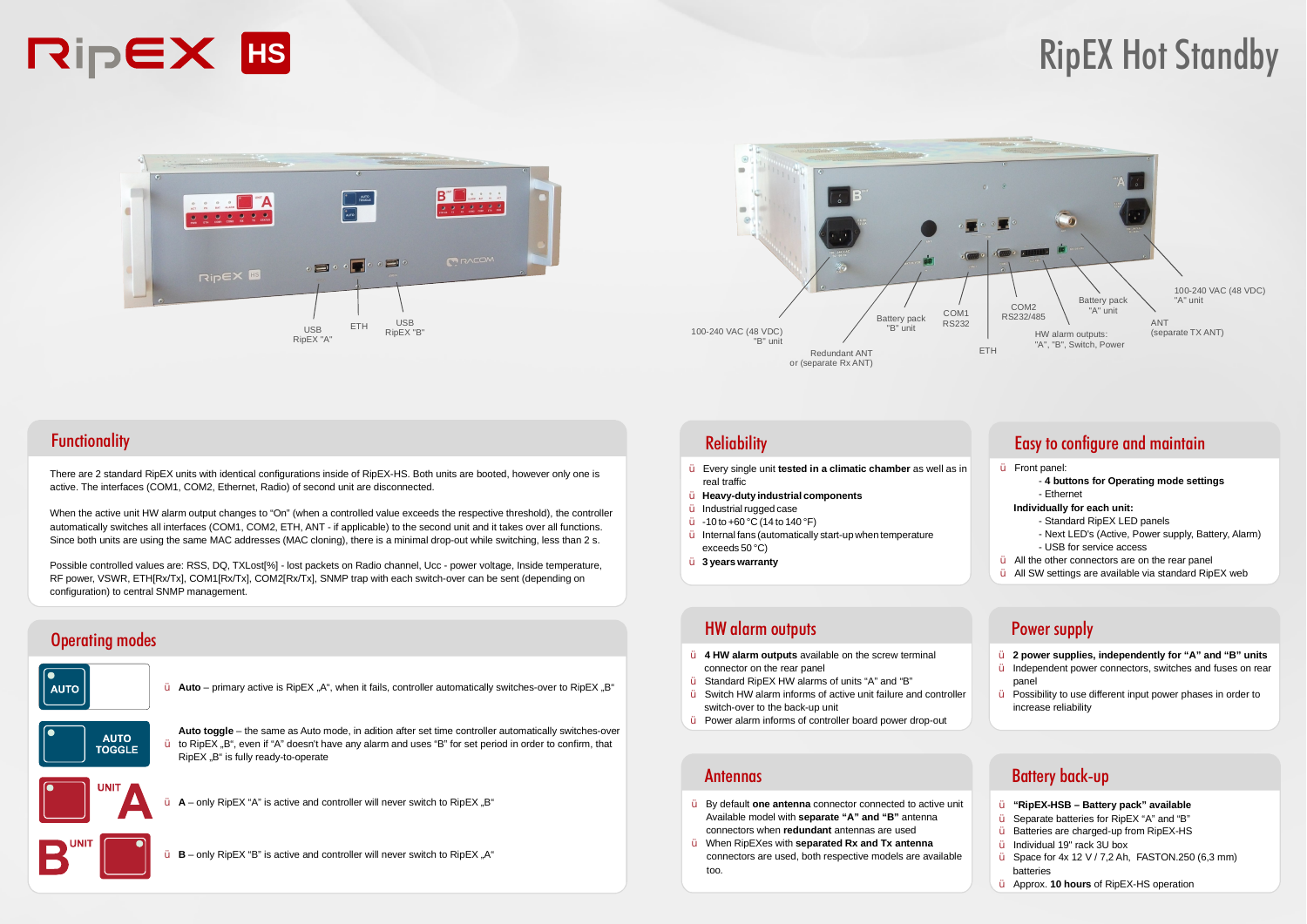# RipEX Hot Standby

USB RipEX "A"

ETH

USB RipEX "B"

100-240 VAC (48 VDC) "B" unit

Redundant ANT or (separate Rx ANT)

Battery pack "B" unit

COM1 RS232

ETH

COM2 RS232/485

HW alarm outputs: "A", "B", Switch, Power

Battery pack "A" unit

ANT (separate TX ANT)

100-240 VAC (48 VDC) "A" unit

## Functionality

There are 2 standard RipEX units with identical configurations inside of RipEX-HS. Both units are booted, however only one is active. The interfaces (COM1, COM2, Ethernet, Radio) of second unit are disconnected.

When the active unit HW alarm output changes to "On" (when a controlled value exceeds the respective threshold), the controller automatically switches all interfaces (COM1, COM2, ETH, ANT - if applicable) to the second unit and it takes over all functions. Since both units are using the same MAC addresses (MAC cloning), there is a minimal drop-out while switching, less than 2 s.

Possible controlled values are: RSS, DQ, TXLost[%] - lost packets on Radio channel, Ucc - power voltage, Inside temperature, RF power, VSWR, ETH[Rx/Tx], COM1[Rx/Tx], COM2[Rx/Tx], SNMP trap with each switch-over can be sent (depending on configuration) to central SNMP management.

## Operating modes

- **Auto** – primary active is RipEX „A", when it fails, controller automatically switches-over to RipEX „B"
- **Auto toggle** – the same as Auto mode, in addition after set time controller automatically switches-over to RipEX „B", even if "A" doesn't have any alarm and uses "B" for set period in order to confirm, that RipEX „B" is fully ready-to-operate
- **A** – only RipEX "A" is active and controller will never switch to RipEX „B"
- **B** – only RipEX "B" is active and controller will never switch to RipEX „A"

## Reliability

- Every single unit **tested in a climatic chamber** as well as in real traffic
- **Heavy-duty industrial components**
- Industrial rugged case
- -10 to +60 °C (14 to 140 °F)
- Internal fans (automatically start-up when temperature exceeds 50 °C)
- **3 years warranty**

## Easy to configure and maintain

- Front panel:
  - **4 buttons for Operating mode settings**
  - Ethernet
  
  **Individually for each unit:**
  - Standard RipEX LED panels
  - Next LED's (Active, Power supply, Battery, Alarm)
  - USB for service access
- All the other connectors are on the rear panel
- All SW settings are available via standard RipEX web

## HW alarm outputs

- **4 HW alarm outputs** available on the screw terminal connector on the rear panel
- Standard RipEX HW alarms of units "A" and "B"
- Switch HW alarm informs of active unit failure and controller switch-over to the back-up unit
- Power alarm informs of controller board power drop-out

## Power supply

- **2 power supplies, independently for "A" and "B" units**
- Independent power connectors, switches and fuses on rear panel
- Possibility to use different input power phases in order to increase reliability

## Antennas

- By default **one antenna** connector connected to active unit. Available model with **separate "A" and "B"** antenna connectors when **redundant** antennas are used
- When RipEXes with **separated Rx and Tx antenna** connectors are used, both respective models are available too.

## Battery back-up

- **"RipEX-HSB – Battery pack" available**
- Separate batteries for RipEX "A" and "B"
- Batteries are charged-up from RipEX-HS
- Individual 19" rack 3U box
- Space for 4x 12 V / 7,2 Ah, FASTON.250 (6,3 mm) batteries
- Approx. **10 hours** of RipEX-HS operation